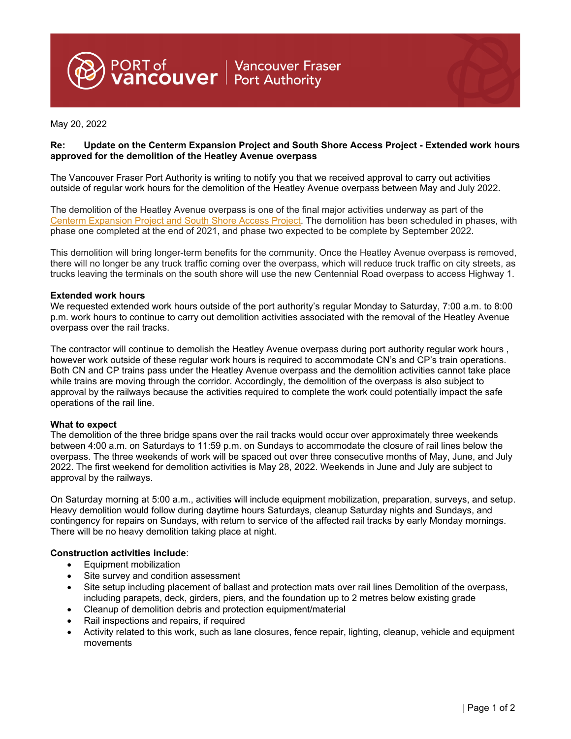PORT of vancouver | Vancouver Fraser Port Authority

May 20, 2022

**Re: Update on the Centerm Expansion Project and South Shore Access Project - Extended work hours approved for the demolition of the Heatley Avenue overpass**

The Vancouver Fraser Port Authority is writing to notify you that we received approval to carry out activities outside of regular work hours for the demolition of the Heatley Avenue overpass between May and July 2022.

The demolition of the Heatley Avenue overpass is one of the final major activities underway as part of the Centerm Expansion Project and South Shore Access Project. The demolition has been scheduled in phases, with phase one completed at the end of 2021, and phase two expected to be complete by September 2022.

This demolition will bring longer-term benefits for the community. Once the Heatley Avenue overpass is removed, there will no longer be any truck traffic coming over the overpass, which will reduce truck traffic on city streets, as trucks leaving the terminals on the south shore will use the new Centennial Road overpass to access Highway 1.

**Extended work hours**

We requested extended work hours outside of the port authority's regular Monday to Saturday, 7:00 a.m. to 8:00 p.m. work hours to continue to carry out demolition activities associated with the removal of the Heatley Avenue overpass over the rail tracks.

The contractor will continue to demolish the Heatley Avenue overpass during port authority regular work hours , however work outside of these regular work hours is required to accommodate CN's and CP's train operations. Both CN and CP trains pass under the Heatley Avenue overpass and the demolition activities cannot take place while trains are moving through the corridor. Accordingly, the demolition of the overpass is also subject to approval by the railways because the activities required to complete the work could potentially impact the safe operations of the rail line.

**What to expect**

The demolition of the three bridge spans over the rail tracks would occur over approximately three weekends between 4:00 a.m. on Saturdays to 11:59 p.m. on Sundays to accommodate the closure of rail lines below the overpass. The three weekends of work will be spaced out over three consecutive months of May, June, and July 2022. The first weekend for demolition activities is May 28, 2022. Weekends in June and July are subject to approval by the railways.

On Saturday morning at 5:00 a.m., activities will include equipment mobilization, preparation, surveys, and setup. Heavy demolition would follow during daytime hours Saturdays, cleanup Saturday nights and Sundays, and contingency for repairs on Sundays, with return to service of the affected rail tracks by early Monday mornings. There will be no heavy demolition taking place at night.

**Construction activities include**:

- Equipment mobilization
- Site survey and condition assessment
- Site setup including placement of ballast and protection mats over rail lines Demolition of the overpass, including parapets, deck, girders, piers, and the foundation up to 2 metres below existing grade
- Cleanup of demolition debris and protection equipment/material
- Rail inspections and repairs, if required
- Activity related to this work, such as lane closures, fence repair, lighting, cleanup, vehicle and equipment movements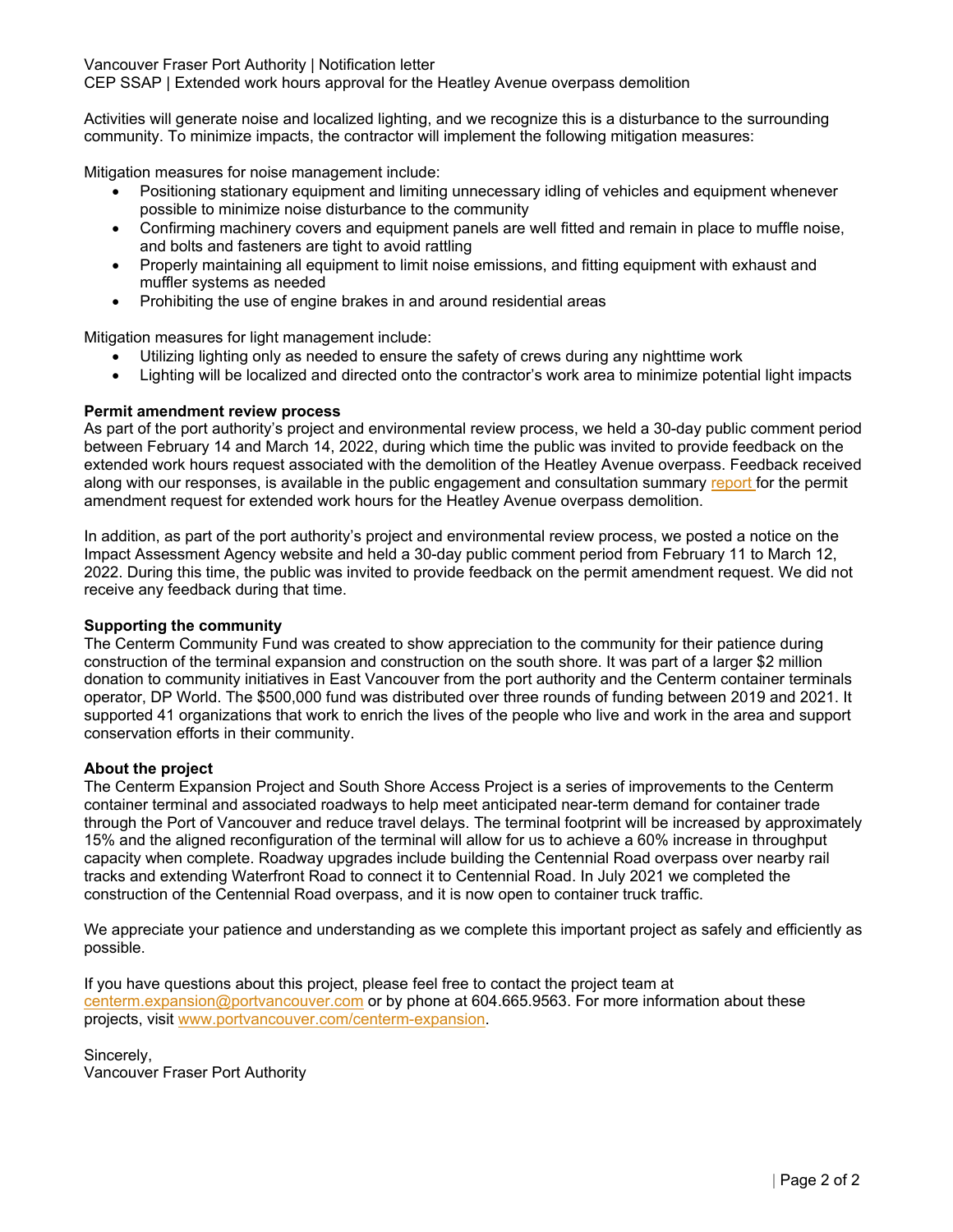Activities will generate noise and localized lighting, and we recognize this is a disturbance to the surrounding community. To minimize impacts, the contractor will implement the following mitigation measures:

Mitigation measures for noise management include:

- Positioning stationary equipment and limiting unnecessary idling of vehicles and equipment whenever possible to minimize noise disturbance to the community
- Confirming machinery covers and equipment panels are well fitted and remain in place to muffle noise, and bolts and fasteners are tight to avoid rattling
- Properly maintaining all equipment to limit noise emissions, and fitting equipment with exhaust and muffler systems as needed
- Prohibiting the use of engine brakes in and around residential areas

Mitigation measures for light management include:

- Utilizing lighting only as needed to ensure the safety of crews during any nighttime work
- Lighting will be localized and directed onto the contractor's work area to minimize potential light impacts

**Permit amendment review process**

As part of the port authority's project and environmental review process, we held a 30-day public comment period between February 14 and March 14, 2022, during which time the public was invited to provide feedback on the extended work hours request associated with the demolition of the Heatley Avenue overpass. Feedback received along with our responses, is available in the public engagement and consultation summary report for the permit amendment request for extended work hours for the Heatley Avenue overpass demolition.

In addition, as part of the port authority's project and environmental review process, we posted a notice on the Impact Assessment Agency website and held a 30-day public comment period from February 11 to March 12, 2022. During this time, the public was invited to provide feedback on the permit amendment request. We did not receive any feedback during that time.

**Supporting the community**

The Centerm Community Fund was created to show appreciation to the community for their patience during construction of the terminal expansion and construction on the south shore. It was part of a larger $2 million donation to community initiatives in East Vancouver from the port authority and the Centerm container terminals operator, DP World. The $500,000 fund was distributed over three rounds of funding between 2019 and 2021. It supported 41 organizations that work to enrich the lives of the people who live and work in the area and support conservation efforts in their community.

**About the project**

The Centerm Expansion Project and South Shore Access Project is a series of improvements to the Centerm container terminal and associated roadways to help meet anticipated near-term demand for container trade through the Port of Vancouver and reduce travel delays. The terminal footprint will be increased by approximately 15% and the aligned reconfiguration of the terminal will allow for us to achieve a 60% increase in throughput capacity when complete. Roadway upgrades include building the Centennial Road overpass over nearby rail tracks and extending Waterfront Road to connect it to Centennial Road. In July 2021 we completed the construction of the Centennial Road overpass, and it is now open to container truck traffic.

We appreciate your patience and understanding as we complete this important project as safely and efficiently as possible.

If you have questions about this project, please feel free to contact the project team at centerm.expansion@portvancouver.com or by phone at 604.665.9563. For more information about these projects, visit www.portvancouver.com/centerm-expansion.

Sincerely,
Vancouver Fraser Port Authority